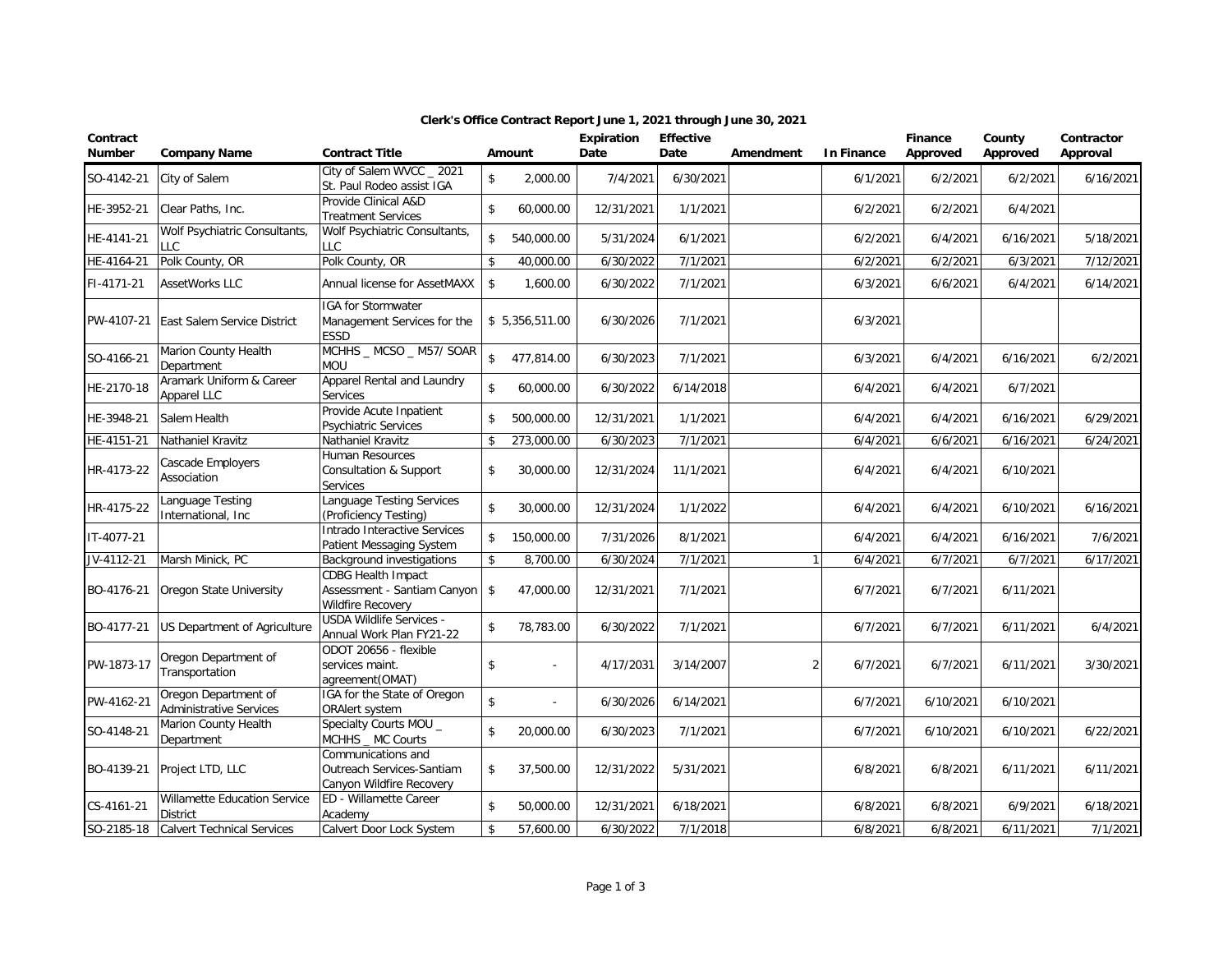# Clerk's Office Contract Report June 1, 2021 through June 30, 2021

| Contract Number | Company Name | Contract Title | Amount | Expiration Date | Effective Date | Amendment | In Finance | Finance Approved | County Approved | Contractor Approval |
|---|---|---|---|---|---|---|---|---|---|---|
| SO-4142-21 | City of Salem | City of Salem WVCC _ 2021 St. Paul Rodeo assist IGA | $ 2,000.00 | 7/4/2021 | 6/30/2021 | | 6/1/2021 | 6/2/2021 | 6/2/2021 | 6/16/2021 |
| HE-3952-21 | Clear Paths, Inc. | Provide Clinical A&D Treatment Services | $ 60,000.00 | 12/31/2021 | 1/1/2021 | | 6/2/2021 | 6/2/2021 | 6/4/2021 | |
| HE-4141-21 | Wolf Psychiatric Consultants, LLC | Wolf Psychiatric Consultants, LLC | $ 540,000.00 | 5/31/2024 | 6/1/2021 | | 6/2/2021 | 6/4/2021 | 6/16/2021 | 5/18/2021 |
| HE-4164-21 | Polk County, OR | Polk County, OR | $ 40,000.00 | 6/30/2022 | 7/1/2021 | | 6/2/2021 | 6/2/2021 | 6/3/2021 | 7/12/2021 |
| FI-4171-21 | AssetWorks LLC | Annual license for AssetMAXX | $ 1,600.00 | 6/30/2022 | 7/1/2021 | | 6/3/2021 | 6/6/2021 | 6/4/2021 | 6/14/2021 |
| PW-4107-21 | East Salem Service District | IGA for Stormwater Management Services for the ESSD | $ 5,356,511.00 | 6/30/2026 | 7/1/2021 | | 6/3/2021 | | | |
| SO-4166-21 | Marion County Health Department | MCHHS _ MCSO _ M57/ SOAR MOU | $ 477,814.00 | 6/30/2023 | 7/1/2021 | | 6/3/2021 | 6/4/2021 | 6/16/2021 | 6/2/2021 |
| HE-2170-18 | Aramark Uniform & Career Apparel LLC | Apparel Rental and Laundry Services | $ 60,000.00 | 6/30/2022 | 6/14/2018 | | 6/4/2021 | 6/4/2021 | 6/7/2021 | |
| HE-3948-21 | Salem Health | Provide Acute Inpatient Psychiatric Services | $ 500,000.00 | 12/31/2021 | 1/1/2021 | | 6/4/2021 | 6/4/2021 | 6/16/2021 | 6/29/2021 |
| HE-4151-21 | Nathaniel Kravitz | Nathaniel Kravitz | $ 273,000.00 | 6/30/2023 | 7/1/2021 | | 6/4/2021 | 6/6/2021 | 6/16/2021 | 6/24/2021 |
| HR-4173-22 | Cascade Employers Association | Human Resources Consultation & Support Services | $ 30,000.00 | 12/31/2024 | 11/1/2021 | | 6/4/2021 | 6/4/2021 | 6/10/2021 | |
| HR-4175-22 | Language Testing International, Inc | Language Testing Services (Proficiency Testing) | $ 30,000.00 | 12/31/2024 | 1/1/2022 | | 6/4/2021 | 6/4/2021 | 6/10/2021 | 6/16/2021 |
| IT-4077-21 | | Intrado Interactive Services Patient Messaging System | $ 150,000.00 | 7/31/2026 | 8/1/2021 | | 6/4/2021 | 6/4/2021 | 6/16/2021 | 7/6/2021 |
| JV-4112-21 | Marsh Minick, PC | Background investigations | $ 8,700.00 | 6/30/2024 | 7/1/2021 | 1 | 6/4/2021 | 6/7/2021 | 6/7/2021 | 6/17/2021 |
| BO-4176-21 | Oregon State University | CDBG Health Impact Assessment - Santiam Canyon Wildfire Recovery | $ 47,000.00 | 12/31/2021 | 7/1/2021 | | 6/7/2021 | 6/7/2021 | 6/11/2021 | |
| BO-4177-21 | US Department of Agriculture | USDA Wildlife Services - Annual Work Plan FY21-22 | $ 78,783.00 | 6/30/2022 | 7/1/2021 | | 6/7/2021 | 6/7/2021 | 6/11/2021 | 6/4/2021 |
| PW-1873-17 | Oregon Department of Transportation | ODOT 20656 - flexible services maint. agreement(OMAT) | $ - | 4/17/2031 | 3/14/2007 | 2 | 6/7/2021 | 6/7/2021 | 6/11/2021 | 3/30/2021 |
| PW-4162-21 | Oregon Department of Administrative Services | IGA for the State of Oregon ORAlert system | $ - | 6/30/2026 | 6/14/2021 | | 6/7/2021 | 6/10/2021 | 6/10/2021 | |
| SO-4148-21 | Marion County Health Department | Specialty Courts MOU _ MCHHS _ MC Courts | $ 20,000.00 | 6/30/2023 | 7/1/2021 | | 6/7/2021 | 6/10/2021 | 6/10/2021 | 6/22/2021 |
| BO-4139-21 | Project LTD, LLC | Communications and Outreach Services-Santiam Canyon Wildfire Recovery | $ 37,500.00 | 12/31/2022 | 5/31/2021 | | 6/8/2021 | 6/8/2021 | 6/11/2021 | 6/11/2021 |
| CS-4161-21 | Willamette Education Service District | ED - Willamette Career Academy | $ 50,000.00 | 12/31/2021 | 6/18/2021 | | 6/8/2021 | 6/8/2021 | 6/9/2021 | 6/18/2021 |
| SO-2185-18 | Calvert Technical Services | Calvert Door Lock System | $ 57,600.00 | 6/30/2022 | 7/1/2018 | | 6/8/2021 | 6/8/2021 | 6/11/2021 | 7/1/2021 |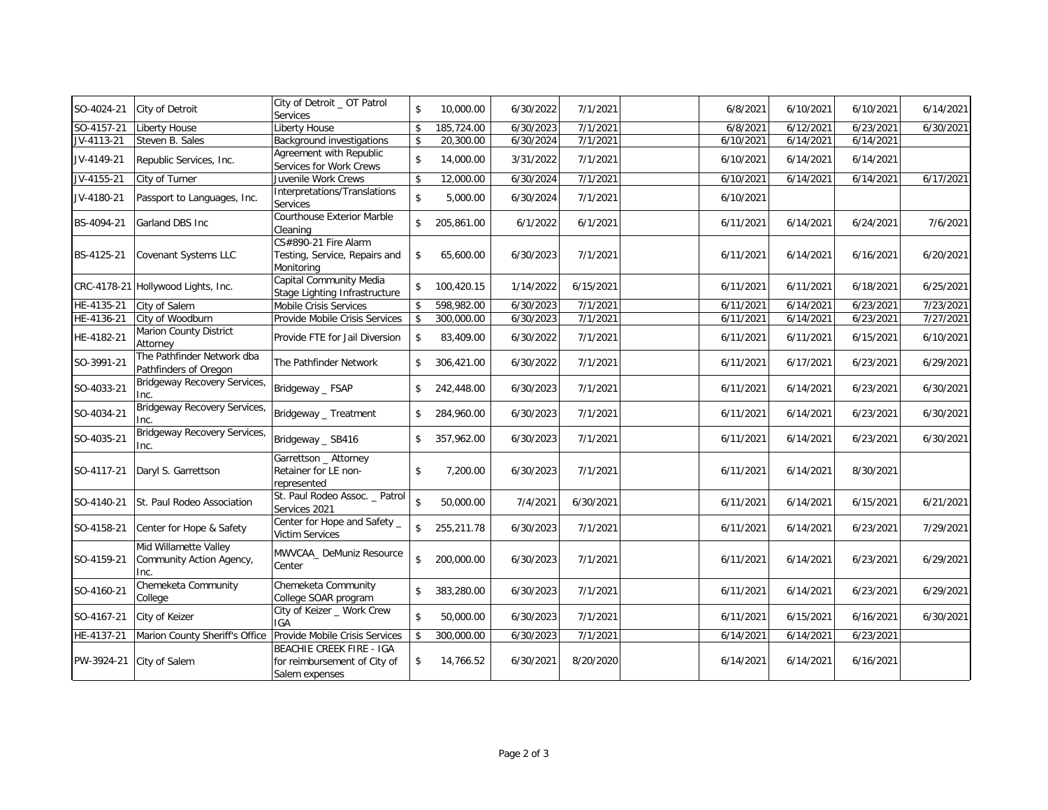| | | | | | | | | | | | |
|---|---|---|---|---|---|---|---|---|---|---|---|
| SO-4024-21 | City of Detroit | City of Detroit _ OT Patrol Services | $ | 10,000.00 | 6/30/2022 | 7/1/2021 | | 6/8/2021 | 6/10/2021 | 6/10/2021 | 6/14/2021 |
| SO-4157-21 | Liberty House | Liberty House | $ | 185,724.00 | 6/30/2023 | 7/1/2021 | | 6/8/2021 | 6/12/2021 | 6/23/2021 | 6/30/2021 |
| JV-4113-21 | Steven B. Sales | Background investigations | $ | 20,300.00 | 6/30/2024 | 7/1/2021 | | 6/10/2021 | 6/14/2021 | 6/14/2021 | |
| JV-4149-21 | Republic Services, Inc. | Agreement with Republic Services for Work Crews | $ | 14,000.00 | 3/31/2022 | 7/1/2021 | | 6/10/2021 | 6/14/2021 | 6/14/2021 | |
| JV-4155-21 | City of Turner | Juvenile Work Crews | $ | 12,000.00 | 6/30/2024 | 7/1/2021 | | 6/10/2021 | 6/14/2021 | 6/14/2021 | 6/17/2021 |
| JV-4180-21 | Passport to Languages, Inc. | Interpretations/Translations Services | $ | 5,000.00 | 6/30/2024 | 7/1/2021 | | 6/10/2021 | | | |
| BS-4094-21 | Garland DBS Inc | Courthouse Exterior Marble Cleaning | $ | 205,861.00 | 6/1/2022 | 6/1/2021 | | 6/11/2021 | 6/14/2021 | 6/24/2021 | 7/6/2021 |
| BS-4125-21 | Covenant Systems LLC | CS#890-21 Fire Alarm Testing, Service, Repairs and Monitoring | $ | 65,600.00 | 6/30/2023 | 7/1/2021 | | 6/11/2021 | 6/14/2021 | 6/16/2021 | 6/20/2021 |
| CRC-4178-21 | Hollywood Lights, Inc. | Capital Community Media Stage Lighting Infrastructure | $ | 100,420.15 | 1/14/2022 | 6/15/2021 | | 6/11/2021 | 6/11/2021 | 6/18/2021 | 6/25/2021 |
| HE-4135-21 | City of Salem | Mobile Crisis Services | $ | 598,982.00 | 6/30/2023 | 7/1/2021 | | 6/11/2021 | 6/14/2021 | 6/23/2021 | 7/23/2021 |
| HE-4136-21 | City of Woodburn | Provide Mobile Crisis Services | $ | 300,000.00 | 6/30/2023 | 7/1/2021 | | 6/11/2021 | 6/14/2021 | 6/23/2021 | 7/27/2021 |
| HE-4182-21 | Marion County District Attorney | Provide FTE for Jail Diversion | $ | 83,409.00 | 6/30/2022 | 7/1/2021 | | 6/11/2021 | 6/11/2021 | 6/15/2021 | 6/10/2021 |
| SO-3991-21 | The Pathfinder Network dba Pathfinders of Oregon | The Pathfinder Network | $ | 306,421.00 | 6/30/2022 | 7/1/2021 | | 6/11/2021 | 6/17/2021 | 6/23/2021 | 6/29/2021 |
| SO-4033-21 | Bridgeway Recovery Services, Inc. | Bridgeway _ FSAP | $ | 242,448.00 | 6/30/2023 | 7/1/2021 | | 6/11/2021 | 6/14/2021 | 6/23/2021 | 6/30/2021 |
| SO-4034-21 | Bridgeway Recovery Services, Inc. | Bridgeway _ Treatment | $ | 284,960.00 | 6/30/2023 | 7/1/2021 | | 6/11/2021 | 6/14/2021 | 6/23/2021 | 6/30/2021 |
| SO-4035-21 | Bridgeway Recovery Services, Inc. | Bridgeway _ SB416 | $ | 357,962.00 | 6/30/2023 | 7/1/2021 | | 6/11/2021 | 6/14/2021 | 6/23/2021 | 6/30/2021 |
| SO-4117-21 | Daryl S. Garrettson | Garrettson _ Attorney Retainer for LE non-represented | $ | 7,200.00 | 6/30/2023 | 7/1/2021 | | 6/11/2021 | 6/14/2021 | 8/30/2021 | |
| SO-4140-21 | St. Paul Rodeo Association | St. Paul Rodeo Assoc. _ Patrol Services 2021 | $ | 50,000.00 | 7/4/2021 | 6/30/2021 | | 6/11/2021 | 6/14/2021 | 6/15/2021 | 6/21/2021 |
| SO-4158-21 | Center for Hope & Safety | Center for Hope and Safety _ Victim Services | $ | 255,211.78 | 6/30/2023 | 7/1/2021 | | 6/11/2021 | 6/14/2021 | 6/23/2021 | 7/29/2021 |
| SO-4159-21 | Mid Willamette Valley Community Action Agency, Inc. | MWVCAA_ DeMuniz Resource Center | $ | 200,000.00 | 6/30/2023 | 7/1/2021 | | 6/11/2021 | 6/14/2021 | 6/23/2021 | 6/29/2021 |
| SO-4160-21 | Chemeketa Community College | Chemeketa Community College SOAR program | $ | 383,280.00 | 6/30/2023 | 7/1/2021 | | 6/11/2021 | 6/14/2021 | 6/23/2021 | 6/29/2021 |
| SO-4167-21 | City of Keizer | City of Keizer _ Work Crew IGA | $ | 50,000.00 | 6/30/2023 | 7/1/2021 | | 6/11/2021 | 6/15/2021 | 6/16/2021 | 6/30/2021 |
| HE-4137-21 | Marion County Sheriff's Office | Provide Mobile Crisis Services | $ | 300,000.00 | 6/30/2023 | 7/1/2021 | | 6/14/2021 | 6/14/2021 | 6/23/2021 | |
| PW-3924-21 | City of Salem | BEACHIE CREEK FIRE - IGA for reimbursement of City of Salem expenses | $ | 14,766.52 | 6/30/2021 | 8/20/2020 | | 6/14/2021 | 6/14/2021 | 6/16/2021 | |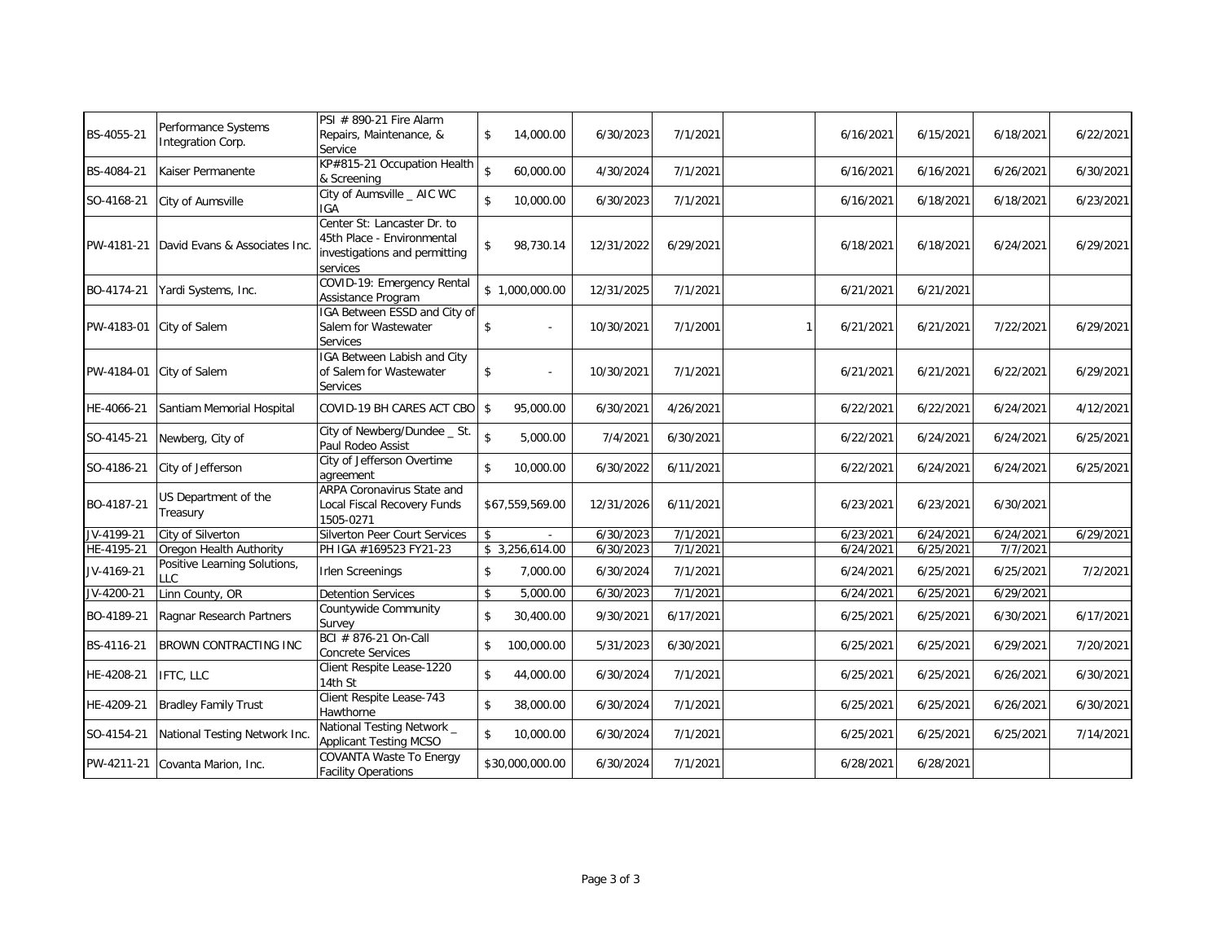| | | | | | | | | | | |
|---|---|---|---|---|---|---|---|---|---|---|
| BS-4055-21 | Performance Systems Integration Corp. | PSI # 890-21 Fire Alarm Repairs, Maintenance, & Service | $ 14,000.00 | 6/30/2023 | 7/1/2021 | | 6/16/2021 | 6/15/2021 | 6/18/2021 | 6/22/2021 |
| BS-4084-21 | Kaiser Permanente | KP#815-21 Occupation Health & Screening | $ 60,000.00 | 4/30/2024 | 7/1/2021 | | 6/16/2021 | 6/16/2021 | 6/26/2021 | 6/30/2021 |
| SO-4168-21 | City of Aumsville | City of Aumsville _ AIC WC IGA | $ 10,000.00 | 6/30/2023 | 7/1/2021 | | 6/16/2021 | 6/18/2021 | 6/18/2021 | 6/23/2021 |
| PW-4181-21 | David Evans & Associates Inc. | Center St: Lancaster Dr. to 45th Place - Environmental investigations and permitting services | $ 98,730.14 | 12/31/2022 | 6/29/2021 | | 6/18/2021 | 6/18/2021 | 6/24/2021 | 6/29/2021 |
| BO-4174-21 | Yardi Systems, Inc. | COVID-19: Emergency Rental Assistance Program | $ 1,000,000.00 | 12/31/2025 | 7/1/2021 | | 6/21/2021 | 6/21/2021 | | |
| PW-4183-01 | City of Salem | IGA Between ESSD and City of Salem for Wastewater Services | $ - | 10/30/2021 | 7/1/2001 | 1 | 6/21/2021 | 6/21/2021 | 7/22/2021 | 6/29/2021 |
| PW-4184-01 | City of Salem | IGA Between Labish and City of Salem for Wastewater Services | $ - | 10/30/2021 | 7/1/2021 | | 6/21/2021 | 6/21/2021 | 6/22/2021 | 6/29/2021 |
| HE-4066-21 | Santiam Memorial Hospital | COVID-19 BH CARES ACT CBO | $ 95,000.00 | 6/30/2021 | 4/26/2021 | | 6/22/2021 | 6/22/2021 | 6/24/2021 | 4/12/2021 |
| SO-4145-21 | Newberg, City of | City of Newberg/Dundee _ St. Paul Rodeo Assist | $ 5,000.00 | 7/4/2021 | 6/30/2021 | | 6/22/2021 | 6/24/2021 | 6/24/2021 | 6/25/2021 |
| SO-4186-21 | City of Jefferson | City of Jefferson Overtime agreement | $ 10,000.00 | 6/30/2022 | 6/11/2021 | | 6/22/2021 | 6/24/2021 | 6/24/2021 | 6/25/2021 |
| BO-4187-21 | US Department of the Treasury | ARPA Coronavirus State and Local Fiscal Recovery Funds 1505-0271 | $67,559,569.00 | 12/31/2026 | 6/11/2021 | | 6/23/2021 | 6/23/2021 | 6/30/2021 | |
| JV-4199-21 | City of Silverton | Silverton Peer Court Services | $ - | 6/30/2023 | 7/1/2021 | | 6/23/2021 | 6/24/2021 | 6/24/2021 | 6/29/2021 |
| HE-4195-21 | Oregon Health Authority | PH IGA #169523 FY21-23 | $ 3,256,614.00 | 6/30/2023 | 7/1/2021 | | 6/24/2021 | 6/25/2021 | 7/7/2021 | |
| JV-4169-21 | Positive Learning Solutions, LLC | Irlen Screenings | $ 7,000.00 | 6/30/2024 | 7/1/2021 | | 6/24/2021 | 6/25/2021 | 6/25/2021 | 7/2/2021 |
| JV-4200-21 | Linn County, OR | Detention Services | $ 5,000.00 | 6/30/2023 | 7/1/2021 | | 6/24/2021 | 6/25/2021 | 6/29/2021 | |
| BO-4189-21 | Ragnar Research Partners | Countywide Community Survey | $ 30,400.00 | 9/30/2021 | 6/17/2021 | | 6/25/2021 | 6/25/2021 | 6/30/2021 | 6/17/2021 |
| BS-4116-21 | BROWN CONTRACTING INC | BCI # 876-21 On-Call Concrete Services | $ 100,000.00 | 5/31/2023 | 6/30/2021 | | 6/25/2021 | 6/25/2021 | 6/29/2021 | 7/20/2021 |
| HE-4208-21 | IFTC, LLC | Client Respite Lease-1220 14th St | $ 44,000.00 | 6/30/2024 | 7/1/2021 | | 6/25/2021 | 6/25/2021 | 6/26/2021 | 6/30/2021 |
| HE-4209-21 | Bradley Family Trust | Client Respite Lease-743 Hawthorne | $ 38,000.00 | 6/30/2024 | 7/1/2021 | | 6/25/2021 | 6/25/2021 | 6/26/2021 | 6/30/2021 |
| SO-4154-21 | National Testing Network Inc. | National Testing Network _ Applicant Testing MCSO | $ 10,000.00 | 6/30/2024 | 7/1/2021 | | 6/25/2021 | 6/25/2021 | 6/25/2021 | 7/14/2021 |
| PW-4211-21 | Covanta Marion, Inc. | COVANTA Waste To Energy Facility Operations | $30,000,000.00 | 6/30/2024 | 7/1/2021 | | 6/28/2021 | 6/28/2021 | | |